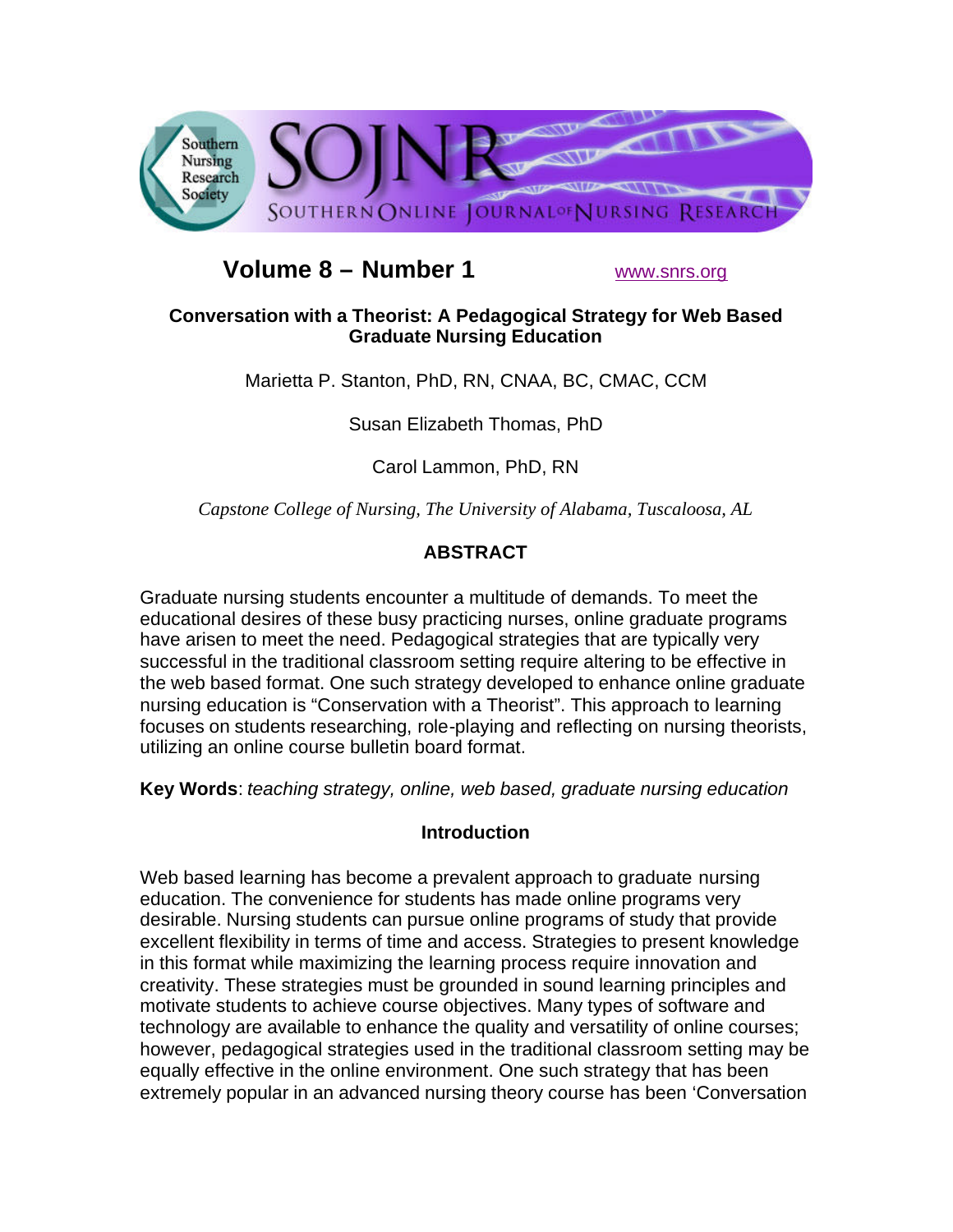**Volume 8 – Number 1** www.snrs.org

# Conversation with a Theorist: A Pedagogical Strategy for Web Based Graduate Nursing Education

Marietta P. Stanton, PhD, RN, CNAA, BC, CMAC, CCM

Susan Elizabeth Thomas, PhD

Carol Lammon, PhD, RN

*Capstone College of Nursing, The University of Alabama, Tuscaloosa, AL*

## ABSTRACT

Graduate nursing students encounter a multitude of demands. To meet the educational desires of these busy practicing nurses, online graduate programs have arisen to meet the need. Pedagogical strategies that are typically very successful in the traditional classroom setting require altering to be effective in the web based format. One such strategy developed to enhance online graduate nursing education is "Conservation with a Theorist". This approach to learning focuses on students researching, role-playing and reflecting on nursing theorists, utilizing an online course bulletin board format.

**Key Words**: *teaching strategy, online, web based, graduate nursing education*

## Introduction

Web based learning has become a prevalent approach to graduate nursing education. The convenience for students has made online programs very desirable. Nursing students can pursue online programs of study that provide excellent flexibility in terms of time and access. Strategies to present knowledge in this format while maximizing the learning process require innovation and creativity. These strategies must be grounded in sound learning principles and motivate students to achieve course objectives. Many types of software and technology are available to enhance the quality and versatility of online courses; however, pedagogical strategies used in the traditional classroom setting may be equally effective in the online environment. One such strategy that has been extremely popular in an advanced nursing theory course has been 'Conversation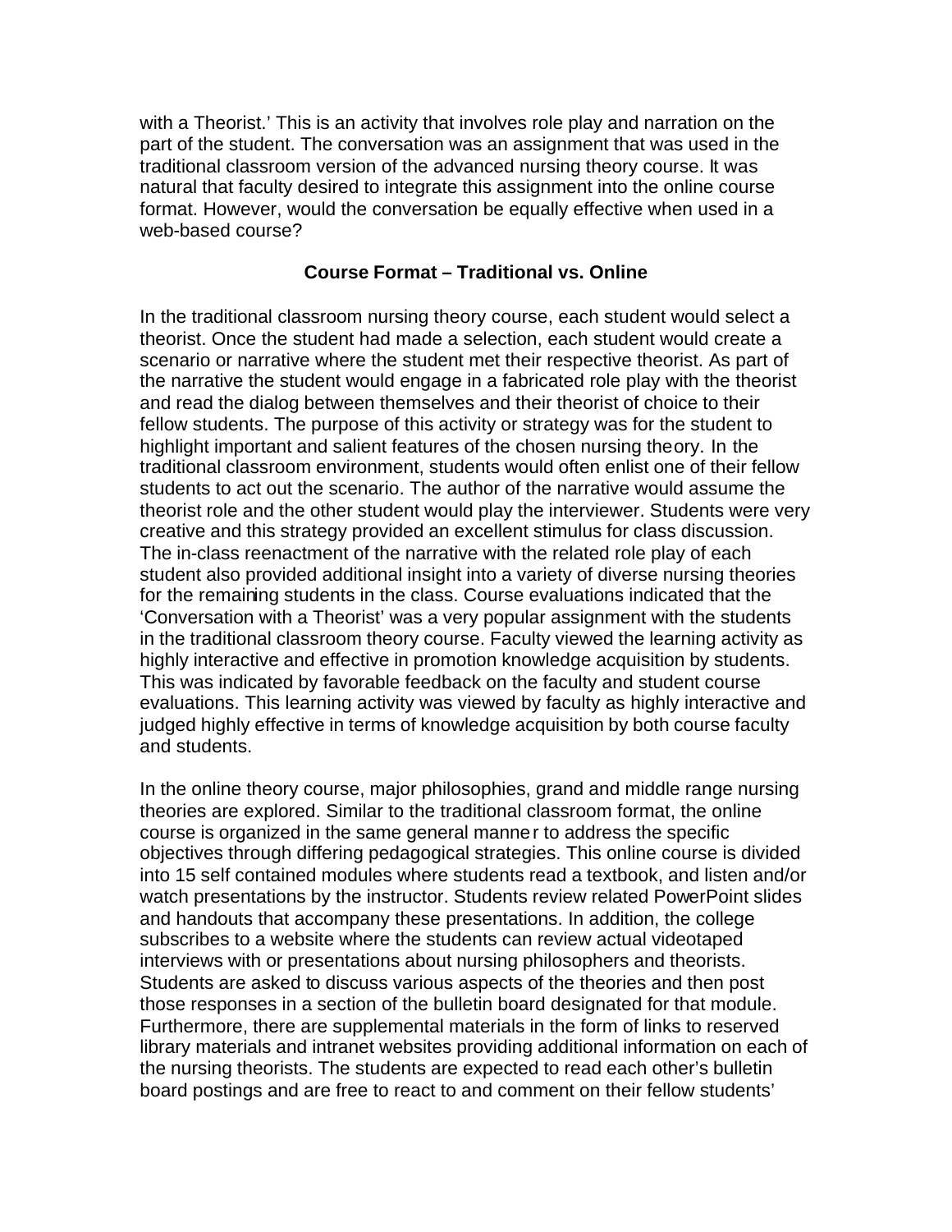with a Theorist.' This is an activity that involves role play and narration on the part of the student. The conversation was an assignment that was used in the traditional classroom version of the advanced nursing theory course. It was natural that faculty desired to integrate this assignment into the online course format. However, would the conversation be equally effective when used in a web-based course?

## Course Format – Traditional vs. Online

In the traditional classroom nursing theory course, each student would select a theorist. Once the student had made a selection, each student would create a scenario or narrative where the student met their respective theorist. As part of the narrative the student would engage in a fabricated role play with the theorist and read the dialog between themselves and their theorist of choice to their fellow students. The purpose of this activity or strategy was for the student to highlight important and salient features of the chosen nursing theory. In the traditional classroom environment, students would often enlist one of their fellow students to act out the scenario. The author of the narrative would assume the theorist role and the other student would play the interviewer. Students were very creative and this strategy provided an excellent stimulus for class discussion. The in-class reenactment of the narrative with the related role play of each student also provided additional insight into a variety of diverse nursing theories for the remaining students in the class. Course evaluations indicated that the 'Conversation with a Theorist' was a very popular assignment with the students in the traditional classroom theory course. Faculty viewed the learning activity as highly interactive and effective in promotion knowledge acquisition by students. This was indicated by favorable feedback on the faculty and student course evaluations. This learning activity was viewed by faculty as highly interactive and judged highly effective in terms of knowledge acquisition by both course faculty and students.

In the online theory course, major philosophies, grand and middle range nursing theories are explored. Similar to the traditional classroom format, the online course is organized in the same general manner to address the specific objectives through differing pedagogical strategies. This online course is divided into 15 self contained modules where students read a textbook, and listen and/or watch presentations by the instructor. Students review related PowerPoint slides and handouts that accompany these presentations. In addition, the college subscribes to a website where the students can review actual videotaped interviews with or presentations about nursing philosophers and theorists. Students are asked to discuss various aspects of the theories and then post those responses in a section of the bulletin board designated for that module. Furthermore, there are supplemental materials in the form of links to reserved library materials and intranet websites providing additional information on each of the nursing theorists. The students are expected to read each other's bulletin board postings and are free to react to and comment on their fellow students'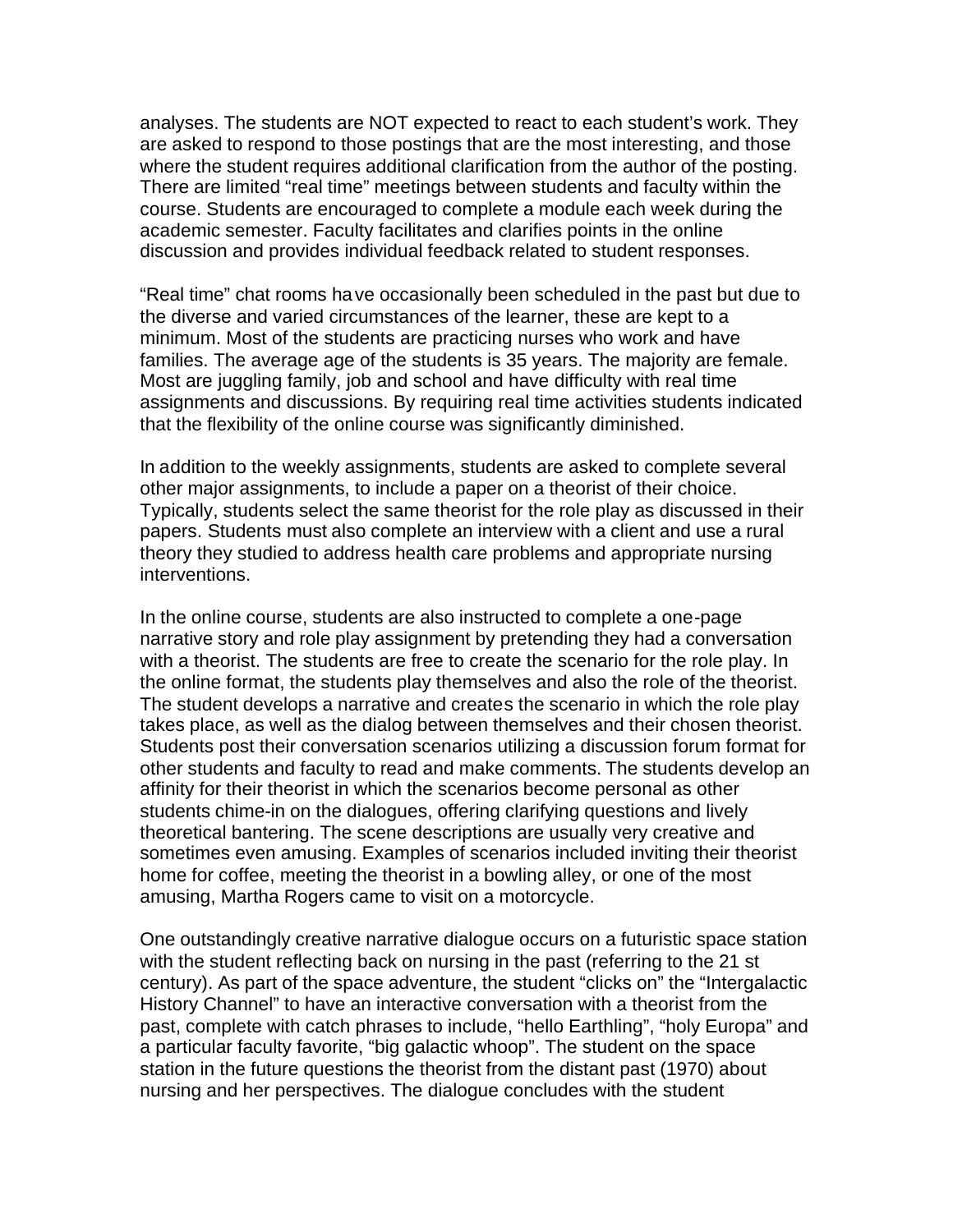analyses. The students are NOT expected to react to each student's work. They are asked to respond to those postings that are the most interesting, and those where the student requires additional clarification from the author of the posting. There are limited "real time" meetings between students and faculty within the course. Students are encouraged to complete a module each week during the academic semester. Faculty facilitates and clarifies points in the online discussion and provides individual feedback related to student responses.

"Real time" chat rooms have occasionally been scheduled in the past but due to the diverse and varied circumstances of the learner, these are kept to a minimum. Most of the students are practicing nurses who work and have families. The average age of the students is 35 years. The majority are female. Most are juggling family, job and school and have difficulty with real time assignments and discussions. By requiring real time activities students indicated that the flexibility of the online course was significantly diminished.

In addition to the weekly assignments, students are asked to complete several other major assignments, to include a paper on a theorist of their choice. Typically, students select the same theorist for the role play as discussed in their papers. Students must also complete an interview with a client and use a rural theory they studied to address health care problems and appropriate nursing interventions.

In the online course, students are also instructed to complete a one-page narrative story and role play assignment by pretending they had a conversation with a theorist. The students are free to create the scenario for the role play. In the online format, the students play themselves and also the role of the theorist. The student develops a narrative and creates the scenario in which the role play takes place, as well as the dialog between themselves and their chosen theorist. Students post their conversation scenarios utilizing a discussion forum format for other students and faculty to read and make comments. The students develop an affinity for their theorist in which the scenarios become personal as other students chime-in on the dialogues, offering clarifying questions and lively theoretical bantering. The scene descriptions are usually very creative and sometimes even amusing. Examples of scenarios included inviting their theorist home for coffee, meeting the theorist in a bowling alley, or one of the most amusing, Martha Rogers came to visit on a motorcycle.

One outstandingly creative narrative dialogue occurs on a futuristic space station with the student reflecting back on nursing in the past (referring to the 21 st century). As part of the space adventure, the student "clicks on" the "Intergalactic History Channel" to have an interactive conversation with a theorist from the past, complete with catch phrases to include, "hello Earthling", "holy Europa" and a particular faculty favorite, "big galactic whoop". The student on the space station in the future questions the theorist from the distant past (1970) about nursing and her perspectives. The dialogue concludes with the student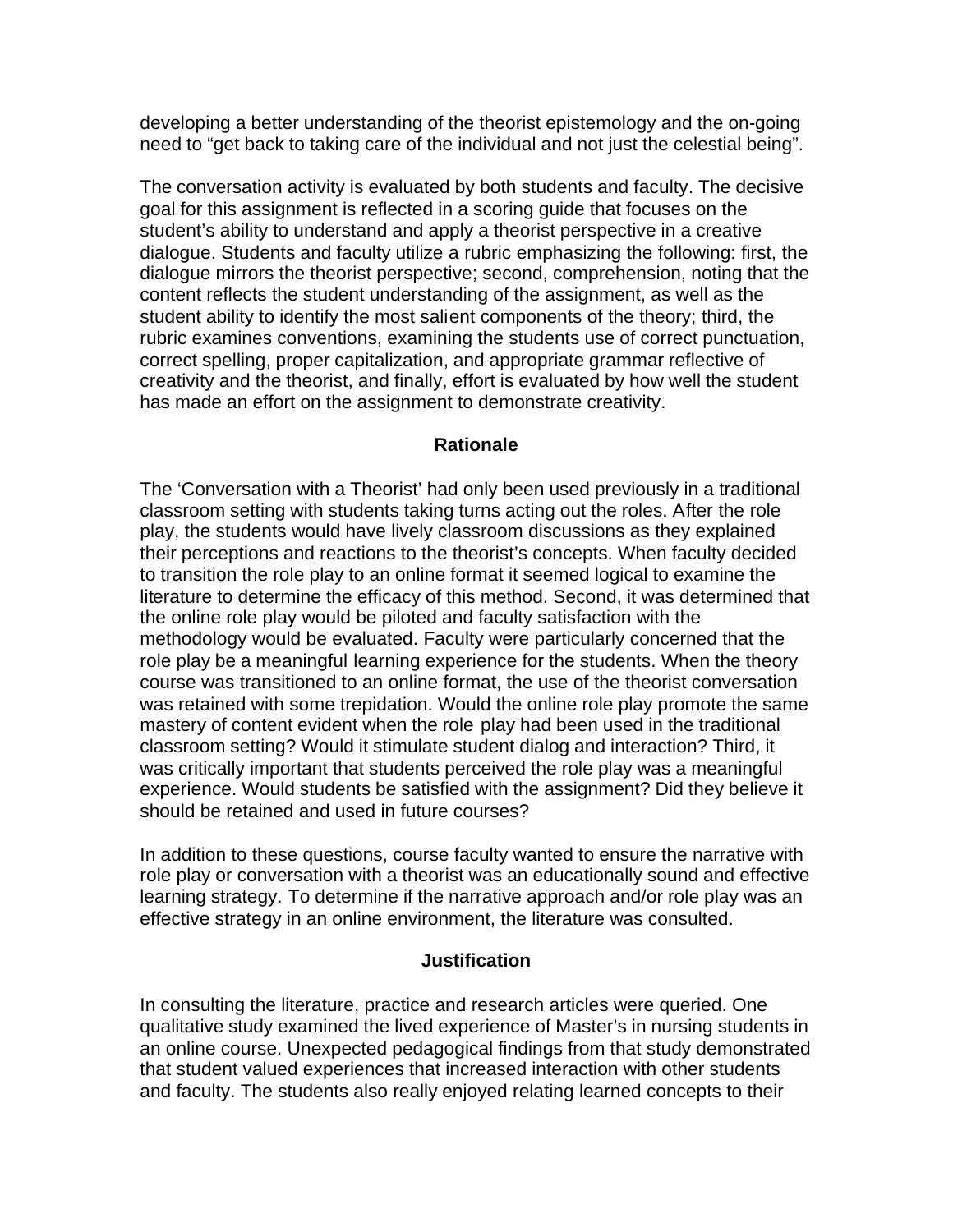developing a better understanding of the theorist epistemology and the on-going need to "get back to taking care of the individual and not just the celestial being".

The conversation activity is evaluated by both students and faculty. The decisive goal for this assignment is reflected in a scoring guide that focuses on the student's ability to understand and apply a theorist perspective in a creative dialogue. Students and faculty utilize a rubric emphasizing the following: first, the dialogue mirrors the theorist perspective; second, comprehension, noting that the content reflects the student understanding of the assignment, as well as the student ability to identify the most salient components of the theory; third, the rubric examines conventions, examining the students use of correct punctuation, correct spelling, proper capitalization, and appropriate grammar reflective of creativity and the theorist, and finally, effort is evaluated by how well the student has made an effort on the assignment to demonstrate creativity.

## Rationale

The 'Conversation with a Theorist' had only been used previously in a traditional classroom setting with students taking turns acting out the roles. After the role play, the students would have lively classroom discussions as they explained their perceptions and reactions to the theorist's concepts. When faculty decided to transition the role play to an online format it seemed logical to examine the literature to determine the efficacy of this method. Second, it was determined that the online role play would be piloted and faculty satisfaction with the methodology would be evaluated. Faculty were particularly concerned that the role play be a meaningful learning experience for the students. When the theory course was transitioned to an online format, the use of the theorist conversation was retained with some trepidation. Would the online role play promote the same mastery of content evident when the role play had been used in the traditional classroom setting? Would it stimulate student dialog and interaction? Third, it was critically important that students perceived the role play was a meaningful experience. Would students be satisfied with the assignment? Did they believe it should be retained and used in future courses?

In addition to these questions, course faculty wanted to ensure the narrative with role play or conversation with a theorist was an educationally sound and effective learning strategy. To determine if the narrative approach and/or role play was an effective strategy in an online environment, the literature was consulted.

## Justification

In consulting the literature, practice and research articles were queried. One qualitative study examined the lived experience of Master's in nursing students in an online course. Unexpected pedagogical findings from that study demonstrated that student valued experiences that increased interaction with other students and faculty. The students also really enjoyed relating learned concepts to their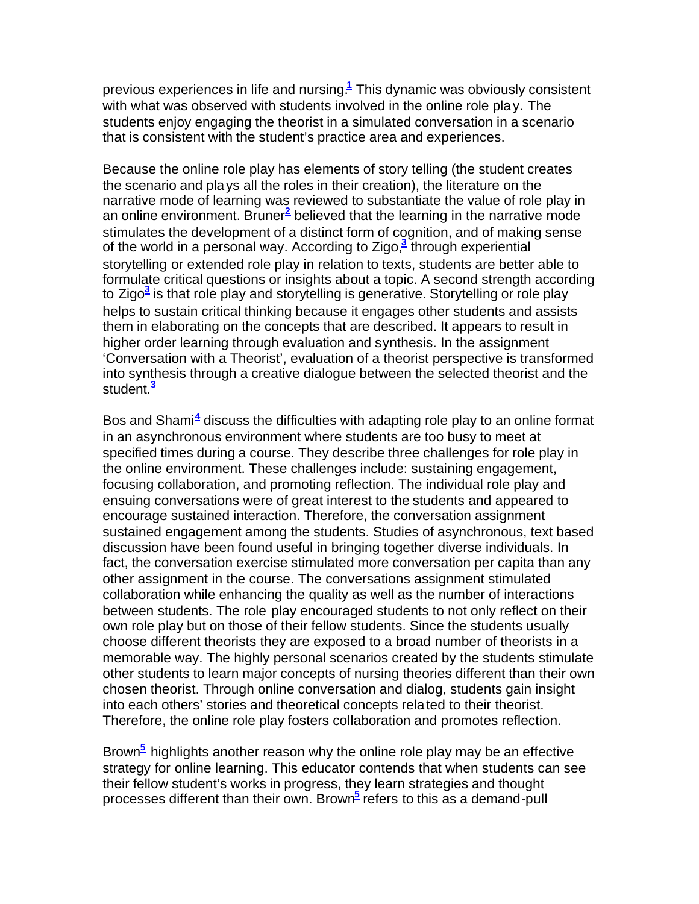previous experiences in life and nursing.[1] This dynamic was obviously consistent with what was observed with students involved in the online role play. The students enjoy engaging the theorist in a simulated conversation in a scenario that is consistent with the student's practice area and experiences.

Because the online role play has elements of story telling (the student creates the scenario and plays all the roles in their creation), the literature on the narrative mode of learning was reviewed to substantiate the value of role play in an online environment. Bruner[2] believed that the learning in the narrative mode stimulates the development of a distinct form of cognition, and of making sense of the world in a personal way. According to Zigo,[3] through experiential storytelling or extended role play in relation to texts, students are better able to formulate critical questions or insights about a topic. A second strength according to Zigo[3] is that role play and storytelling is generative. Storytelling or role play helps to sustain critical thinking because it engages other students and assists them in elaborating on the concepts that are described. It appears to result in higher order learning through evaluation and synthesis. In the assignment 'Conversation with a Theorist', evaluation of a theorist perspective is transformed into synthesis through a creative dialogue between the selected theorist and the student.[3]

Bos and Shami[4] discuss the difficulties with adapting role play to an online format in an asynchronous environment where students are too busy to meet at specified times during a course. They describe three challenges for role play in the online environment. These challenges include: sustaining engagement, focusing collaboration, and promoting reflection. The individual role play and ensuing conversations were of great interest to the students and appeared to encourage sustained interaction. Therefore, the conversation assignment sustained engagement among the students. Studies of asynchronous, text based discussion have been found useful in bringing together diverse individuals. In fact, the conversation exercise stimulated more conversation per capita than any other assignment in the course. The conversations assignment stimulated collaboration while enhancing the quality as well as the number of interactions between students. The role play encouraged students to not only reflect on their own role play but on those of their fellow students. Since the students usually choose different theorists they are exposed to a broad number of theorists in a memorable way. The highly personal scenarios created by the students stimulate other students to learn major concepts of nursing theories different than their own chosen theorist. Through online conversation and dialog, students gain insight into each others' stories and theoretical concepts related to their theorist. Therefore, the online role play fosters collaboration and promotes reflection.

Brown[5] highlights another reason why the online role play may be an effective strategy for online learning. This educator contends that when students can see their fellow student's works in progress, they learn strategies and thought processes different than their own. Brown[5] refers to this as a demand-pull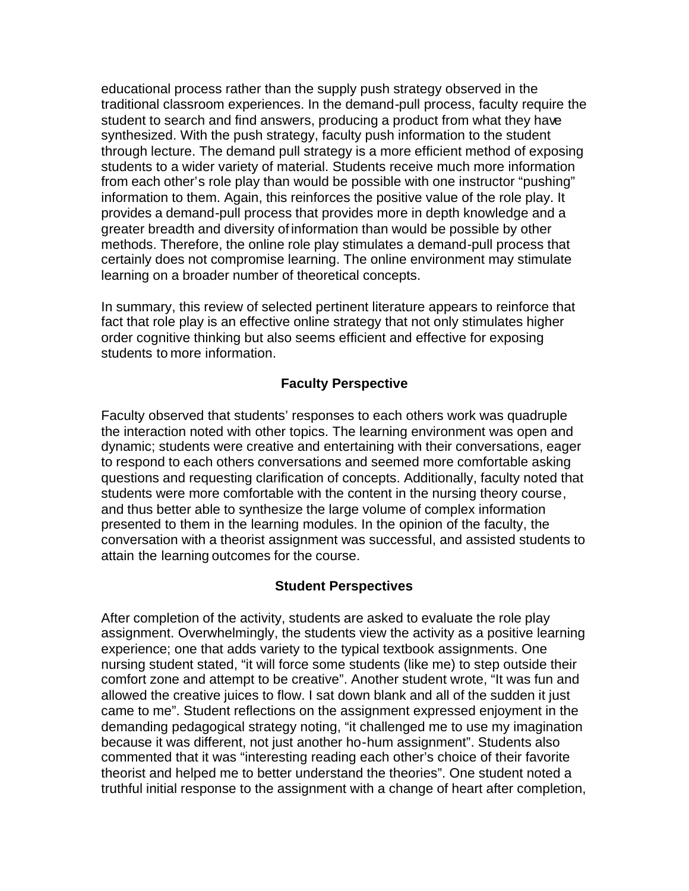educational process rather than the supply push strategy observed in the traditional classroom experiences. In the demand-pull process, faculty require the student to search and find answers, producing a product from what they have synthesized. With the push strategy, faculty push information to the student through lecture. The demand pull strategy is a more efficient method of exposing students to a wider variety of material. Students receive much more information from each other's role play than would be possible with one instructor "pushing" information to them. Again, this reinforces the positive value of the role play. It provides a demand-pull process that provides more in depth knowledge and a greater breadth and diversity of information than would be possible by other methods. Therefore, the online role play stimulates a demand-pull process that certainly does not compromise learning. The online environment may stimulate learning on a broader number of theoretical concepts.

In summary, this review of selected pertinent literature appears to reinforce that fact that role play is an effective online strategy that not only stimulates higher order cognitive thinking but also seems efficient and effective for exposing students to more information.

## Faculty Perspective

Faculty observed that students' responses to each others work was quadruple the interaction noted with other topics. The learning environment was open and dynamic; students were creative and entertaining with their conversations, eager to respond to each others conversations and seemed more comfortable asking questions and requesting clarification of concepts. Additionally, faculty noted that students were more comfortable with the content in the nursing theory course, and thus better able to synthesize the large volume of complex information presented to them in the learning modules. In the opinion of the faculty, the conversation with a theorist assignment was successful, and assisted students to attain the learning outcomes for the course.

## Student Perspectives

After completion of the activity, students are asked to evaluate the role play assignment. Overwhelmingly, the students view the activity as a positive learning experience; one that adds variety to the typical textbook assignments. One nursing student stated, "it will force some students (like me) to step outside their comfort zone and attempt to be creative". Another student wrote, "It was fun and allowed the creative juices to flow. I sat down blank and all of the sudden it just came to me". Student reflections on the assignment expressed enjoyment in the demanding pedagogical strategy noting, "it challenged me to use my imagination because it was different, not just another ho-hum assignment". Students also commented that it was "interesting reading each other's choice of their favorite theorist and helped me to better understand the theories". One student noted a truthful initial response to the assignment with a change of heart after completion,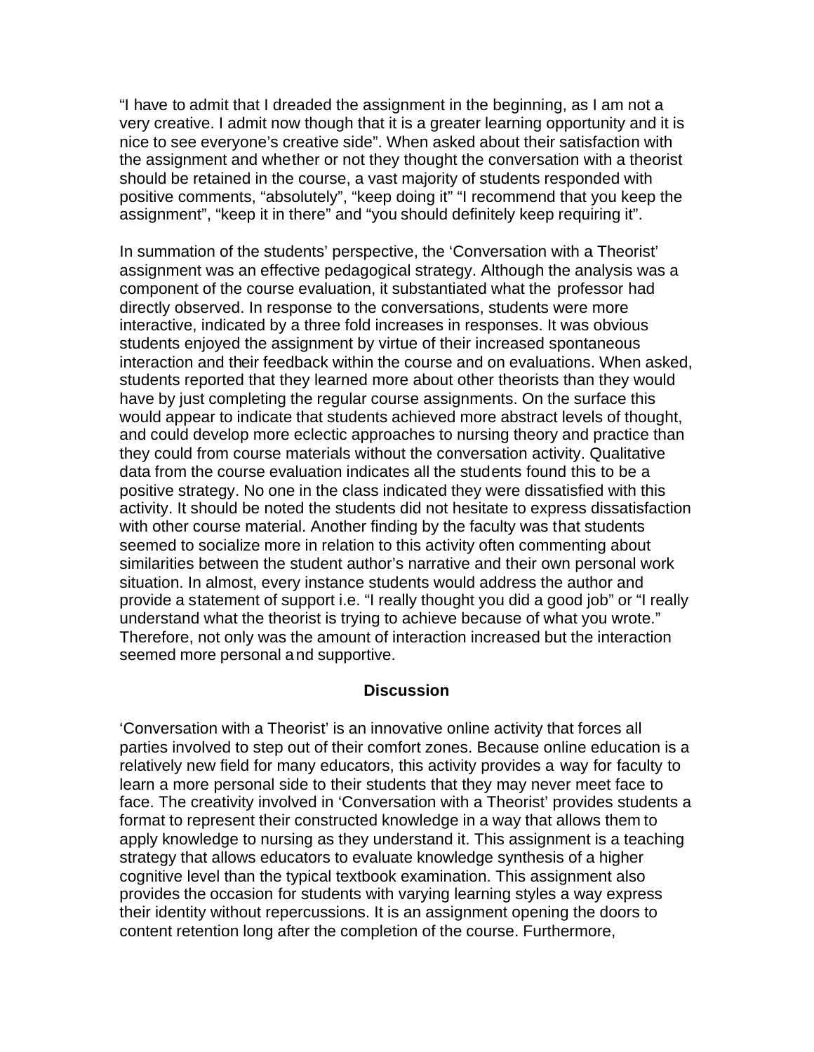“I have to admit that I dreaded the assignment in the beginning, as I am not a very creative. I admit now though that it is a greater learning opportunity and it is nice to see everyone’s creative side”. When asked about their satisfaction with the assignment and whether or not they thought the conversation with a theorist should be retained in the course, a vast majority of students responded with positive comments, “absolutely”, “keep doing it” “I recommend that you keep the assignment”, “keep it in there” and “you should definitely keep requiring it”.

In summation of the students’ perspective, the ‘Conversation with a Theorist’ assignment was an effective pedagogical strategy. Although the analysis was a component of the course evaluation, it substantiated what the professor had directly observed. In response to the conversations, students were more interactive, indicated by a three fold increases in responses. It was obvious students enjoyed the assignment by virtue of their increased spontaneous interaction and their feedback within the course and on evaluations. When asked, students reported that they learned more about other theorists than they would have by just completing the regular course assignments. On the surface this would appear to indicate that students achieved more abstract levels of thought, and could develop more eclectic approaches to nursing theory and practice than they could from course materials without the conversation activity. Qualitative data from the course evaluation indicates all the students found this to be a positive strategy. No one in the class indicated they were dissatisfied with this activity. It should be noted the students did not hesitate to express dissatisfaction with other course material. Another finding by the faculty was that students seemed to socialize more in relation to this activity often commenting about similarities between the student author’s narrative and their own personal work situation. In almost, every instance students would address the author and provide a statement of support i.e. “I really thought you did a good job” or “I really understand what the theorist is trying to achieve because of what you wrote.” Therefore, not only was the amount of interaction increased but the interaction seemed more personal and supportive.

## Discussion

‘Conversation with a Theorist’ is an innovative online activity that forces all parties involved to step out of their comfort zones. Because online education is a relatively new field for many educators, this activity provides a way for faculty to learn a more personal side to their students that they may never meet face to face. The creativity involved in ‘Conversation with a Theorist’ provides students a format to represent their constructed knowledge in a way that allows them to apply knowledge to nursing as they understand it. This assignment is a teaching strategy that allows educators to evaluate knowledge synthesis of a higher cognitive level than the typical textbook examination. This assignment also provides the occasion for students with varying learning styles a way express their identity without repercussions. It is an assignment opening the doors to content retention long after the completion of the course. Furthermore,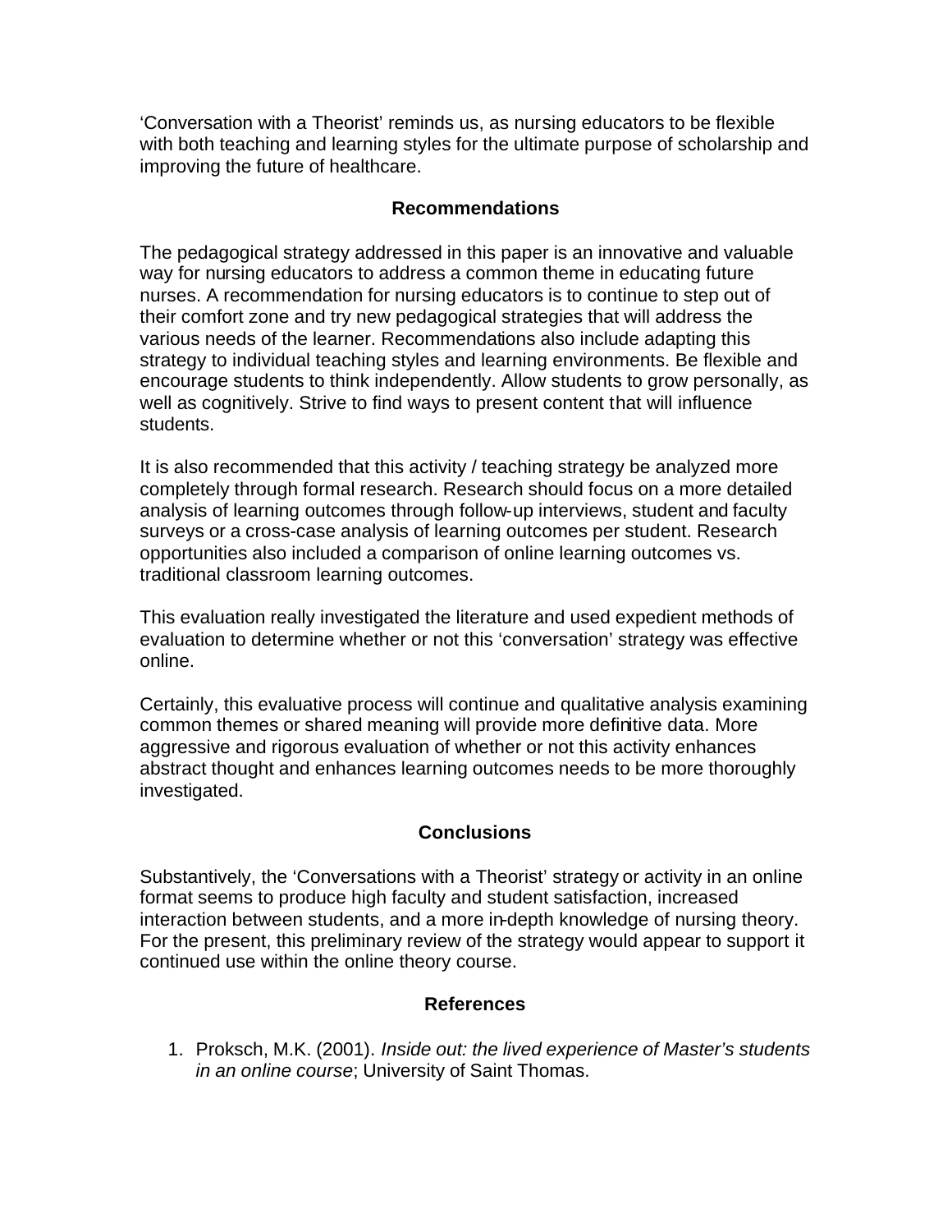'Conversation with a Theorist' reminds us, as nursing educators to be flexible with both teaching and learning styles for the ultimate purpose of scholarship and improving the future of healthcare.

## Recommendations

The pedagogical strategy addressed in this paper is an innovative and valuable way for nursing educators to address a common theme in educating future nurses. A recommendation for nursing educators is to continue to step out of their comfort zone and try new pedagogical strategies that will address the various needs of the learner. Recommendations also include adapting this strategy to individual teaching styles and learning environments. Be flexible and encourage students to think independently. Allow students to grow personally, as well as cognitively. Strive to find ways to present content that will influence students.

It is also recommended that this activity / teaching strategy be analyzed more completely through formal research. Research should focus on a more detailed analysis of learning outcomes through follow-up interviews, student and faculty surveys or a cross-case analysis of learning outcomes per student. Research opportunities also included a comparison of online learning outcomes vs. traditional classroom learning outcomes.

This evaluation really investigated the literature and used expedient methods of evaluation to determine whether or not this 'conversation' strategy was effective online.

Certainly, this evaluative process will continue and qualitative analysis examining common themes or shared meaning will provide more definitive data. More aggressive and rigorous evaluation of whether or not this activity enhances abstract thought and enhances learning outcomes needs to be more thoroughly investigated.

## Conclusions

Substantively, the 'Conversations with a Theorist' strategy or activity in an online format seems to produce high faculty and student satisfaction, increased interaction between students, and a more in-depth knowledge of nursing theory. For the present, this preliminary review of the strategy would appear to support it continued use within the online theory course.

## References

1. Proksch, M.K. (2001). *Inside out: the lived experience of Master's students in an online course*; University of Saint Thomas.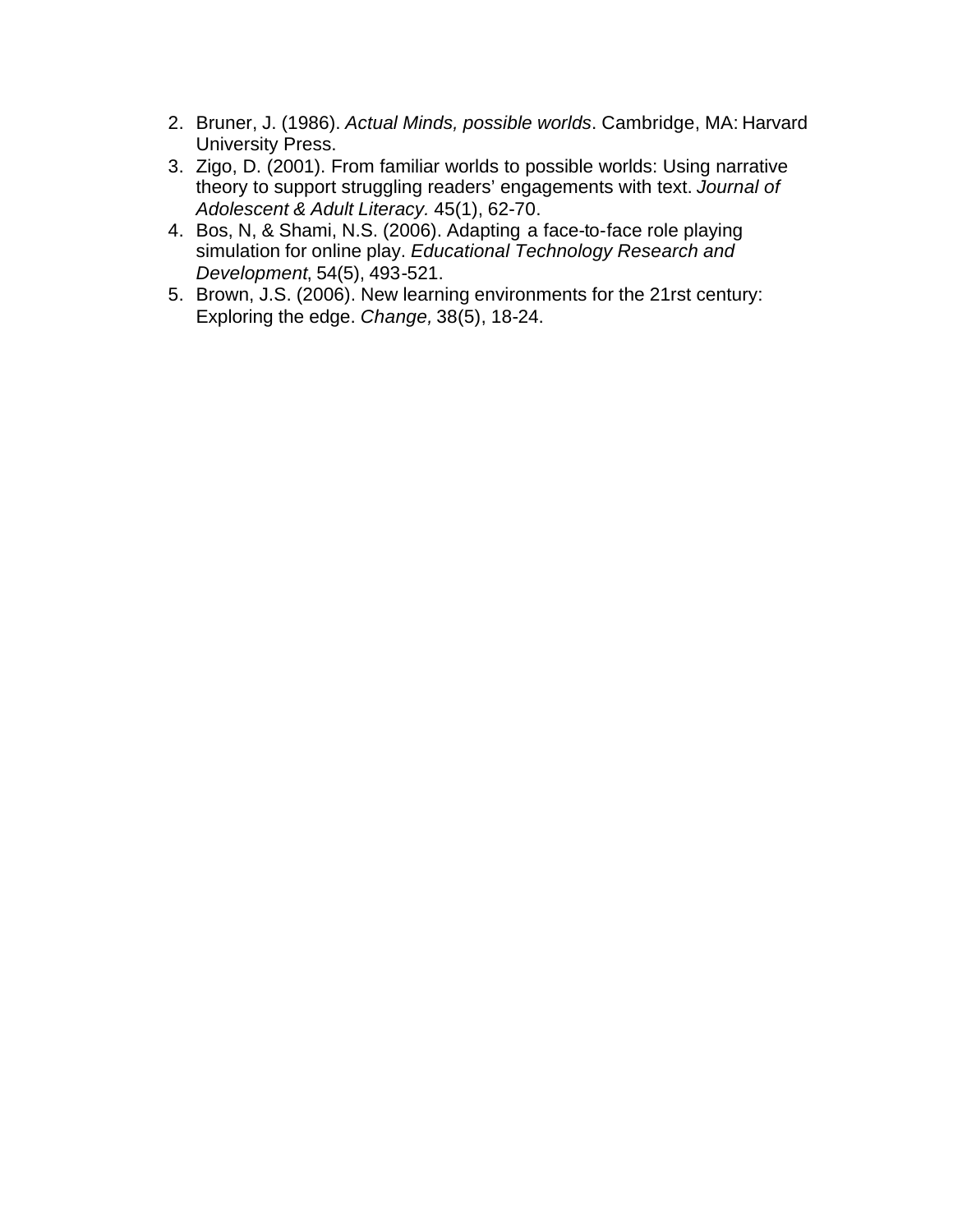2. Bruner, J. (1986). *Actual Minds, possible worlds*. Cambridge, MA: Harvard University Press.
3. Zigo, D. (2001). From familiar worlds to possible worlds: Using narrative theory to support struggling readers' engagements with text. *Journal of Adolescent & Adult Literacy.* 45(1), 62-70.
4. Bos, N, & Shami, N.S. (2006). Adapting a face-to-face role playing simulation for online play. *Educational Technology Research and Development*, 54(5), 493-521.
5. Brown, J.S. (2006). New learning environments for the 21rst century: Exploring the edge. *Change,* 38(5), 18-24.